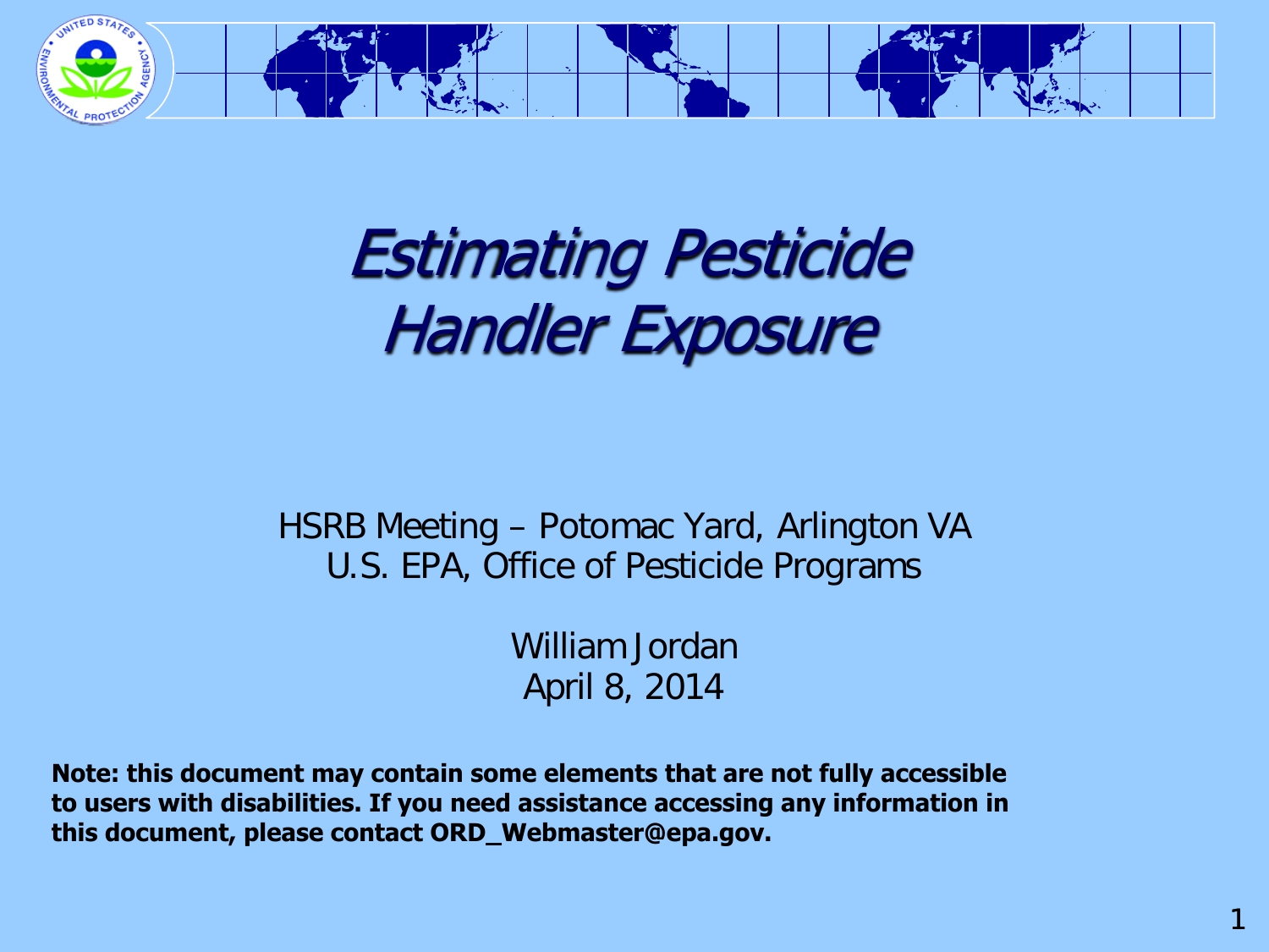# *Estimating Pesticide Handler Exposure*

HSRB Meeting – Potomac Yard, Arlington VA
U.S. EPA, Office of Pesticide Programs

William Jordan
April 8, 2014

**Note: this document may contain some elements that are not fully accessible to users with disabilities. If you need assistance accessing any information in this document, please contact ORD_Webmaster@epa.gov.**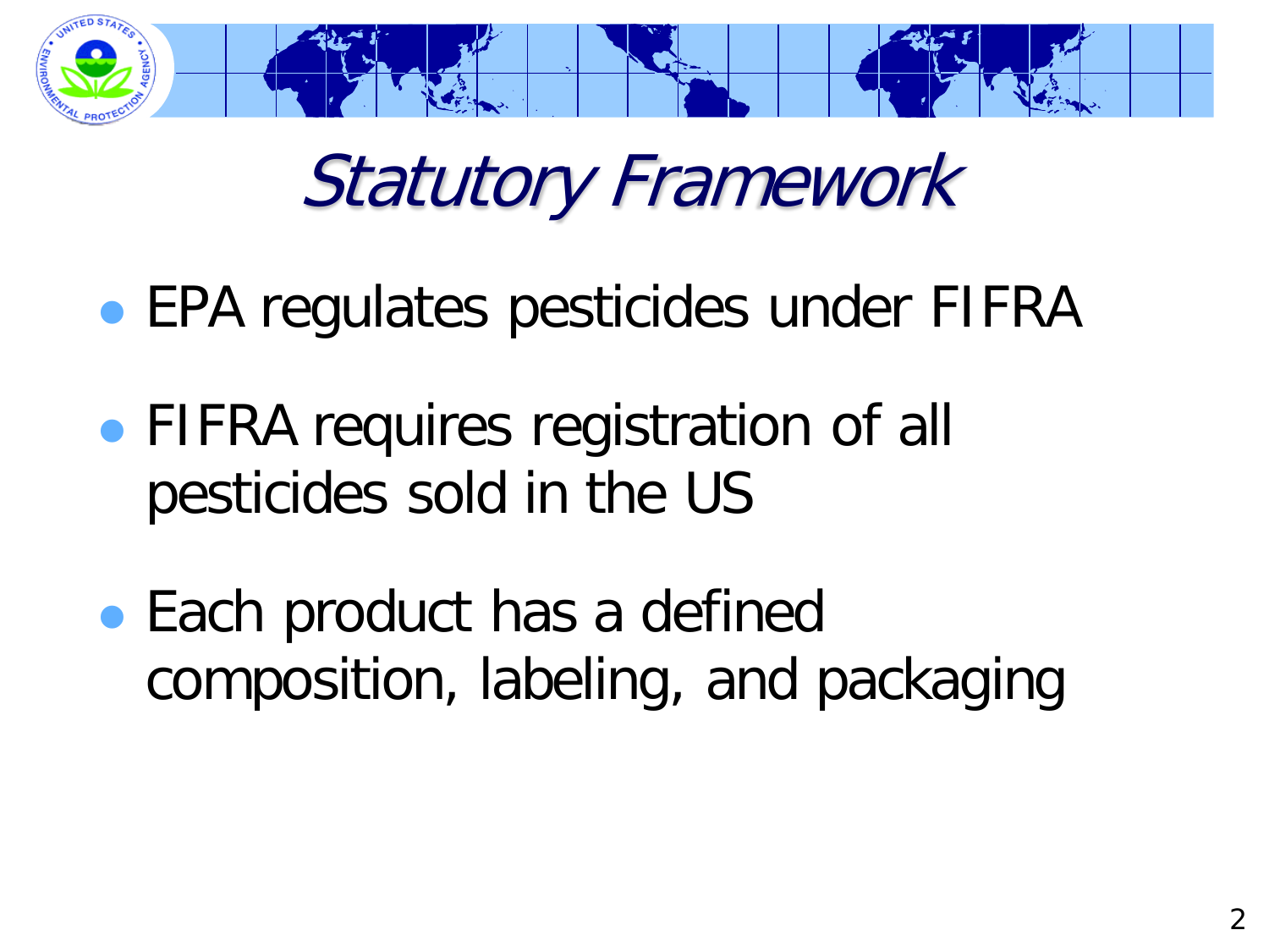# Statutory Framework

- EPA regulates pesticides under FIFRA
- FIFRA requires registration of all pesticides sold in the US
- Each product has a defined composition, labeling, and packaging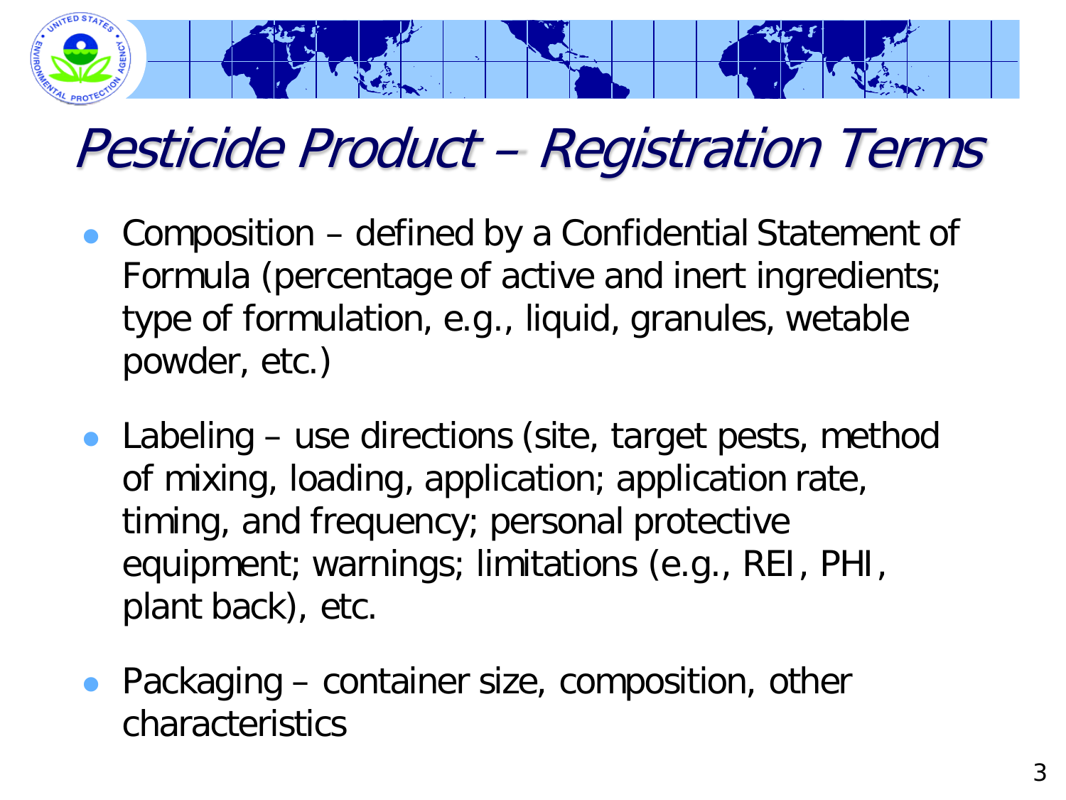# Pesticide Product – Registration Terms

- Composition – defined by a Confidential Statement of Formula (percentage of active and inert ingredients; type of formulation, e.g., liquid, granules, wetable powder, etc.)
- Labeling – use directions (site, target pests, method of mixing, loading, application; application rate, timing, and frequency; personal protective equipment; warnings; limitations (e.g., REI, PHI, plant back), etc.
- Packaging – container size, composition, other characteristics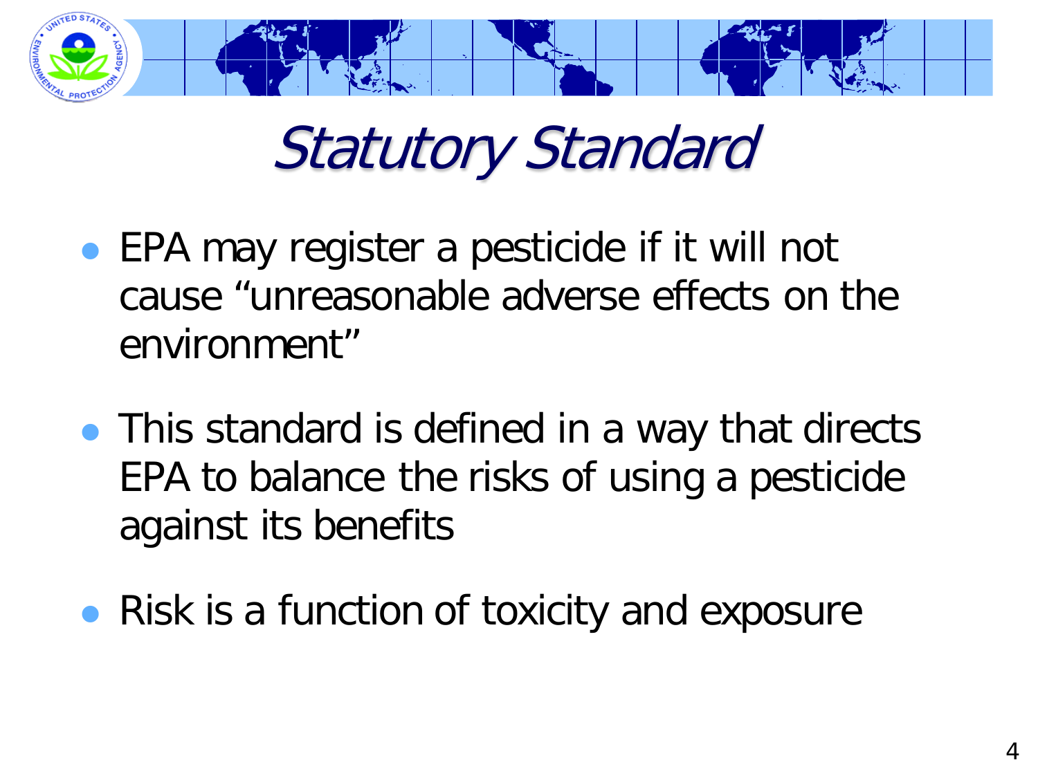# Statutory Standard

- EPA may register a pesticide if it will not cause “unreasonable adverse effects on the environment”
- This standard is defined in a way that directs EPA to balance the risks of using a pesticide against its benefits
- Risk is a function of toxicity and exposure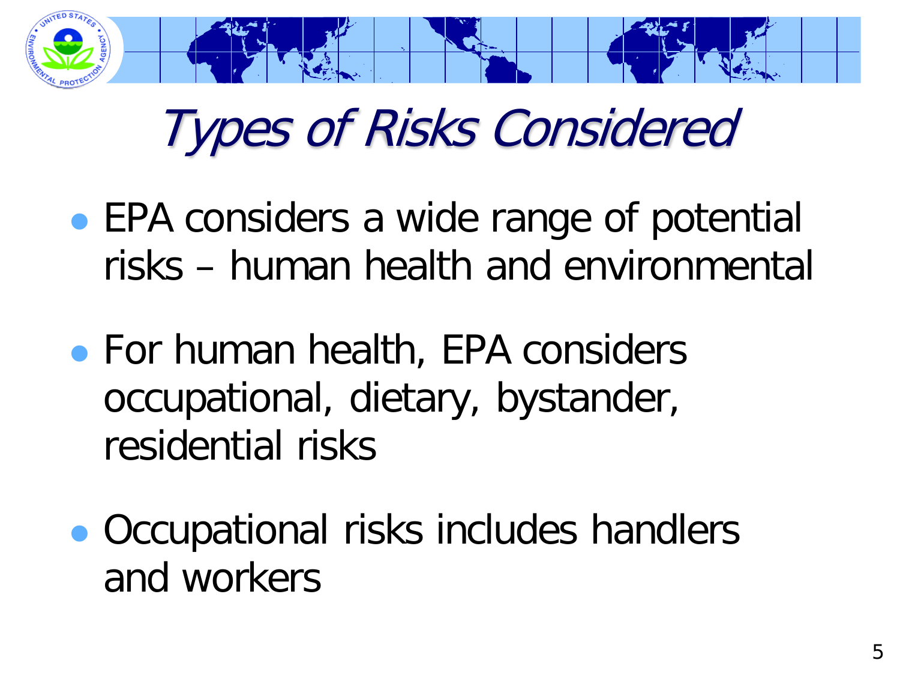# Types of Risks Considered

- EPA considers a wide range of potential risks – human health and environmental
- For human health, EPA considers occupational, dietary, bystander, residential risks
- Occupational risks includes handlers and workers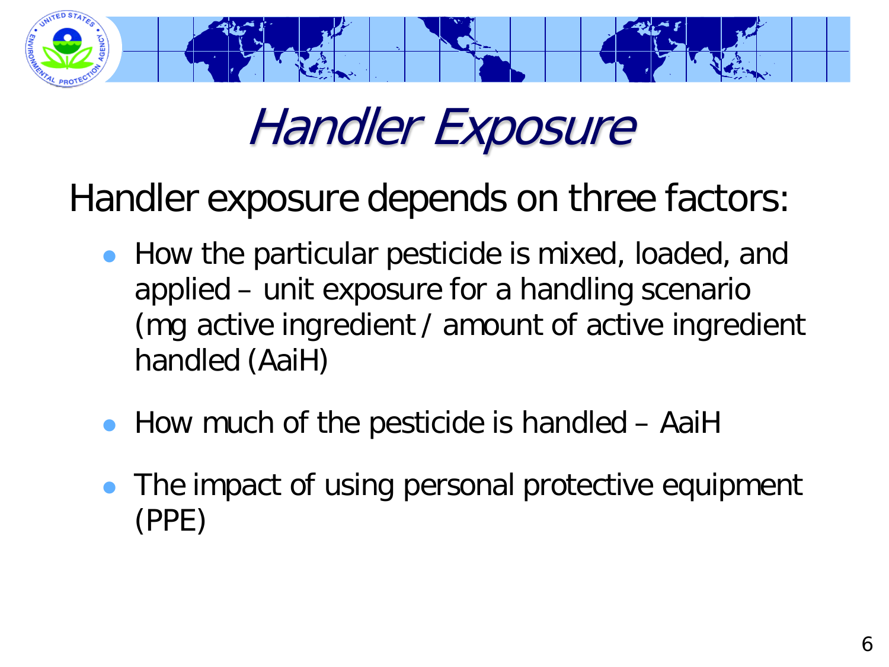# Handler Exposure

Handler exposure depends on three factors:

- How the particular pesticide is mixed, loaded, and applied – unit exposure for a handling scenario (mg active ingredient / amount of active ingredient handled (AaiH)
- How much of the pesticide is handled – AaiH
- The impact of using personal protective equipment (PPE)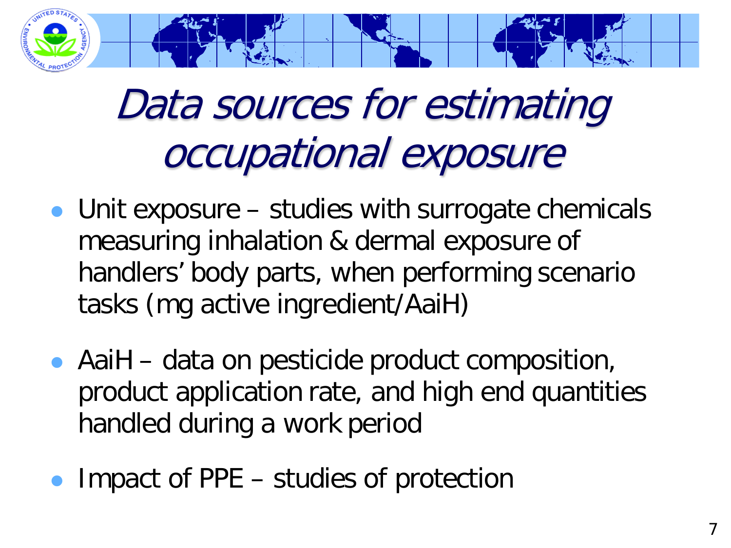# Data sources for estimating occupational exposure

- Unit exposure – studies with surrogate chemicals measuring inhalation & dermal exposure of handlers' body parts, when performing scenario tasks (mg active ingredient/AaiH)
- AaiH – data on pesticide product composition, product application rate, and high end quantities handled during a work period
- Impact of PPE – studies of protection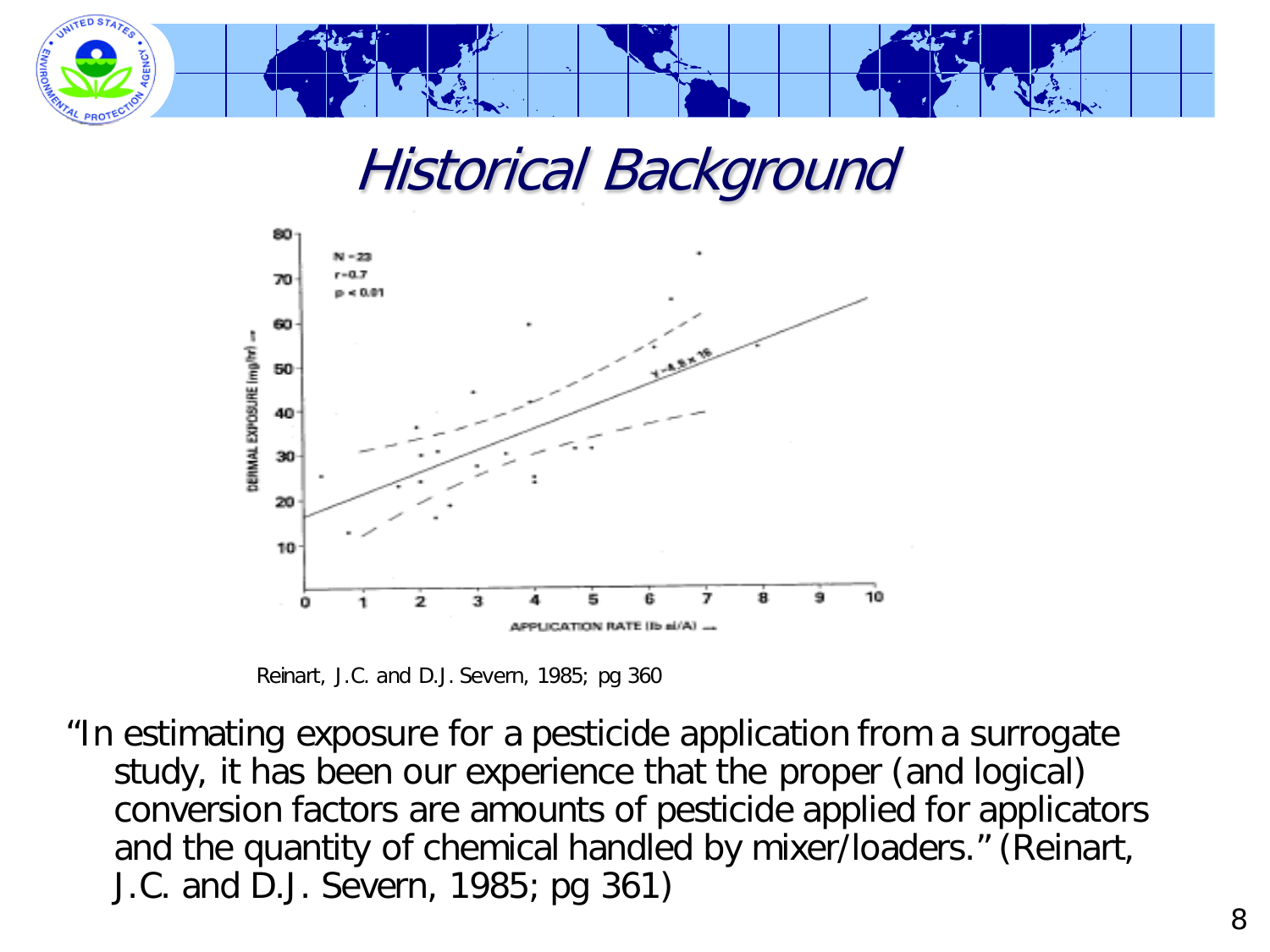# Historical Background

Reinart, J.C. and D.J. Severn, 1985; pg 360

"In estimating exposure for a pesticide application from a surrogate study, it has been our experience that the proper (and logical) conversion factors are amounts of pesticide applied for applicators and the quantity of chemical handled by mixer/loaders." (Reinart, J.C. and D.J. Severn, 1985; pg 361)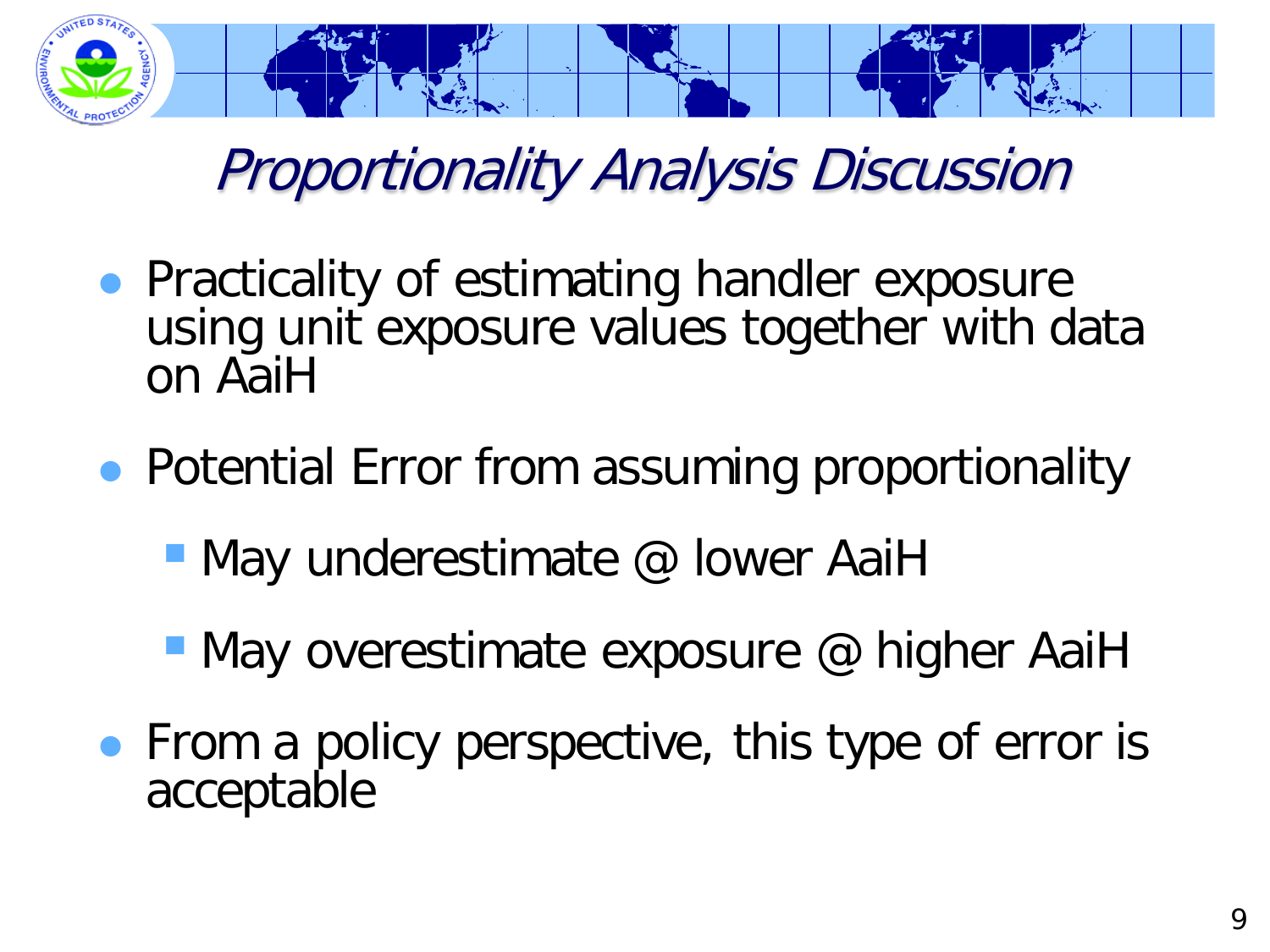# Proportionality Analysis Discussion

- Practicality of estimating handler exposure using unit exposure values together with data on AaiH
- Potential Error from assuming proportionality
  - May underestimate @ lower AaiH
  - May overestimate exposure @ higher AaiH
- From a policy perspective, this type of error is acceptable